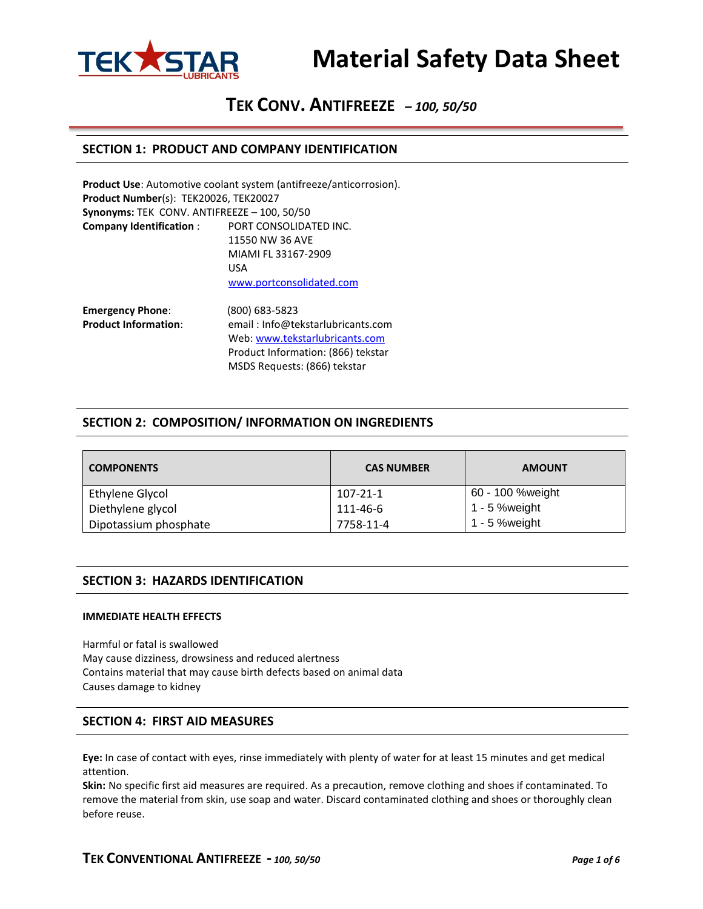# Material Safety Data Sheet

## TEK CONV. ANTIFREEZE *– 100, 50/50*

## SECTION 1: PRODUCT AND COMPANY IDENTIFICATION

**Product Use**: Automotive coolant system (antifreeze/anticorrosion).
**Product Number**(s): TEK20026, TEK20027
**Synonyms:** TEK CONV. ANTIFREEZE – 100, 50/50
**Company Identification** : PORT CONSOLIDATED INC.
11550 NW 36 AVE
MIAMI FL 33167-2909
USA
www.portconsolidated.com

**Emergency Phone**: (800) 683-5823
**Product Information**: email : Info@tekstarlubricants.com
Web: www.tekstarlubricants.com
Product Information: (866) tekstar
MSDS Requests: (866) tekstar

## SECTION 2: COMPOSITION/ INFORMATION ON INGREDIENTS

| COMPONENTS | CAS NUMBER | AMOUNT |
|---|---|---|
| Ethylene Glycol | 107-21-1 | 60 - 100 %weight |
| Diethylene glycol | 111-46-6 | 1 - 5 %weight |
| Dipotassium phosphate | 7758-11-4 | 1 - 5 %weight |

## SECTION 3: HAZARDS IDENTIFICATION

### IMMEDIATE HEALTH EFFECTS

Harmful or fatal is swallowed
May cause dizziness, drowsiness and reduced alertness
Contains material that may cause birth defects based on animal data
Causes damage to kidney

## SECTION 4: FIRST AID MEASURES

**Eye:** In case of contact with eyes, rinse immediately with plenty of water for at least 15 minutes and get medical attention.
**Skin:** No specific first aid measures are required. As a precaution, remove clothing and shoes if contaminated. To remove the material from skin, use soap and water. Discard contaminated clothing and shoes or thoroughly clean before reuse.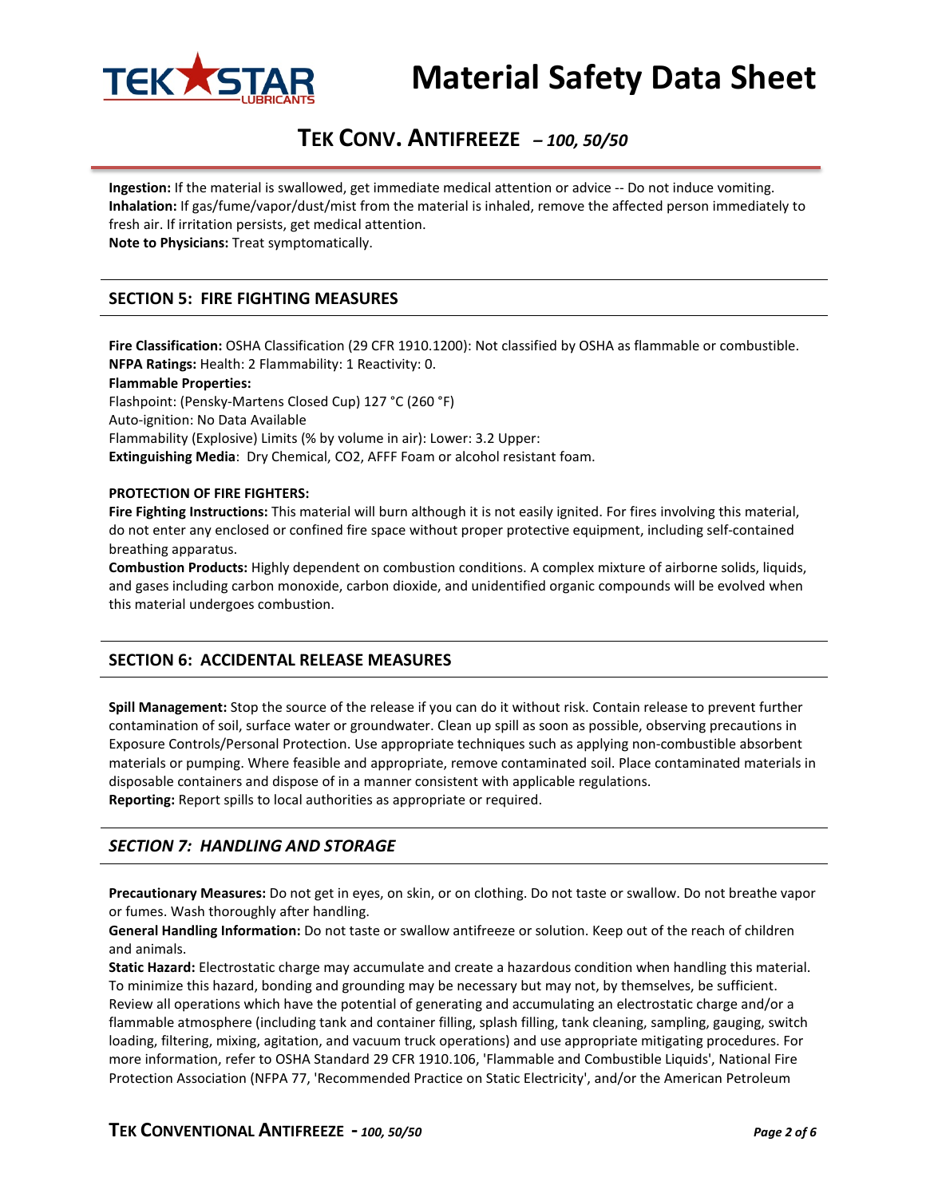**Ingestion:** If the material is swallowed, get immediate medical attention or advice -- Do not induce vomiting.
**Inhalation:** If gas/fume/vapor/dust/mist from the material is inhaled, remove the affected person immediately to fresh air. If irritation persists, get medical attention.
**Note to Physicians:** Treat symptomatically.

## SECTION 5: FIRE FIGHTING MEASURES

**Fire Classification:** OSHA Classification (29 CFR 1910.1200): Not classified by OSHA as flammable or combustible.
**NFPA Ratings:** Health: 2 Flammability: 1 Reactivity: 0.
**Flammable Properties:**
Flashpoint: (Pensky-Martens Closed Cup) 127 °C (260 °F)
Auto-ignition: No Data Available
Flammability (Explosive) Limits (% by volume in air): Lower: 3.2 Upper:
**Extinguishing Media**: Dry Chemical, CO2, AFFF Foam or alcohol resistant foam.

**PROTECTION OF FIRE FIGHTERS:**
**Fire Fighting Instructions:** This material will burn although it is not easily ignited. For fires involving this material, do not enter any enclosed or confined fire space without proper protective equipment, including self-contained breathing apparatus.
**Combustion Products:** Highly dependent on combustion conditions. A complex mixture of airborne solids, liquids, and gases including carbon monoxide, carbon dioxide, and unidentified organic compounds will be evolved when this material undergoes combustion.

## SECTION 6: ACCIDENTAL RELEASE MEASURES

**Spill Management:** Stop the source of the release if you can do it without risk. Contain release to prevent further contamination of soil, surface water or groundwater. Clean up spill as soon as possible, observing precautions in Exposure Controls/Personal Protection. Use appropriate techniques such as applying non-combustible absorbent materials or pumping. Where feasible and appropriate, remove contaminated soil. Place contaminated materials in disposable containers and dispose of in a manner consistent with applicable regulations.
**Reporting:** Report spills to local authorities as appropriate or required.

## *SECTION 7: HANDLING AND STORAGE*

**Precautionary Measures:** Do not get in eyes, on skin, or on clothing. Do not taste or swallow. Do not breathe vapor or fumes. Wash thoroughly after handling.
**General Handling Information:** Do not taste or swallow antifreeze or solution. Keep out of the reach of children and animals.
**Static Hazard:** Electrostatic charge may accumulate and create a hazardous condition when handling this material. To minimize this hazard, bonding and grounding may be necessary but may not, by themselves, be sufficient. Review all operations which have the potential of generating and accumulating an electrostatic charge and/or a flammable atmosphere (including tank and container filling, splash filling, tank cleaning, sampling, gauging, switch loading, filtering, mixing, agitation, and vacuum truck operations) and use appropriate mitigating procedures. For more information, refer to OSHA Standard 29 CFR 1910.106, 'Flammable and Combustible Liquids', National Fire Protection Association (NFPA 77, 'Recommended Practice on Static Electricity', and/or the American Petroleum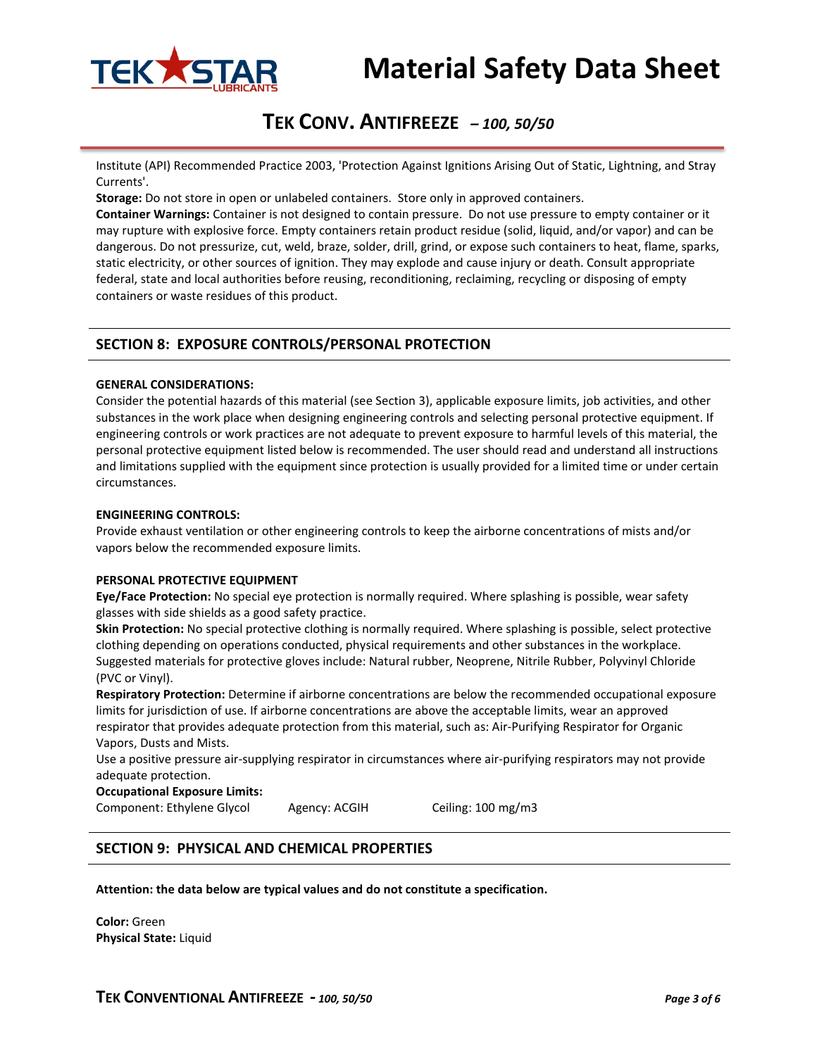Institute (API) Recommended Practice 2003, 'Protection Against Ignitions Arising Out of Static, Lightning, and Stray Currents'.

**Storage:** Do not store in open or unlabeled containers. Store only in approved containers.

**Container Warnings:** Container is not designed to contain pressure. Do not use pressure to empty container or it may rupture with explosive force. Empty containers retain product residue (solid, liquid, and/or vapor) and can be dangerous. Do not pressurize, cut, weld, braze, solder, drill, grind, or expose such containers to heat, flame, sparks, static electricity, or other sources of ignition. They may explode and cause injury or death. Consult appropriate federal, state and local authorities before reusing, reconditioning, reclaiming, recycling or disposing of empty containers or waste residues of this product.

## SECTION 8: EXPOSURE CONTROLS/PERSONAL PROTECTION

**GENERAL CONSIDERATIONS:**

Consider the potential hazards of this material (see Section 3), applicable exposure limits, job activities, and other substances in the work place when designing engineering controls and selecting personal protective equipment. If engineering controls or work practices are not adequate to prevent exposure to harmful levels of this material, the personal protective equipment listed below is recommended. The user should read and understand all instructions and limitations supplied with the equipment since protection is usually provided for a limited time or under certain circumstances.

**ENGINEERING CONTROLS:**

Provide exhaust ventilation or other engineering controls to keep the airborne concentrations of mists and/or vapors below the recommended exposure limits.

**PERSONAL PROTECTIVE EQUIPMENT**

**Eye/Face Protection:** No special eye protection is normally required. Where splashing is possible, wear safety glasses with side shields as a good safety practice.

**Skin Protection:** No special protective clothing is normally required. Where splashing is possible, select protective clothing depending on operations conducted, physical requirements and other substances in the workplace. Suggested materials for protective gloves include: Natural rubber, Neoprene, Nitrile Rubber, Polyvinyl Chloride (PVC or Vinyl).

**Respiratory Protection:** Determine if airborne concentrations are below the recommended occupational exposure limits for jurisdiction of use. If airborne concentrations are above the acceptable limits, wear an approved respirator that provides adequate protection from this material, such as: Air-Purifying Respirator for Organic Vapors, Dusts and Mists.

Use a positive pressure air-supplying respirator in circumstances where air-purifying respirators may not provide adequate protection.

**Occupational Exposure Limits:**

| Component: Ethylene Glycol | Agency: ACGIH | Ceiling: 100 mg/m3 |
|---|---|---|

## SECTION 9: PHYSICAL AND CHEMICAL PROPERTIES

**Attention: the data below are typical values and do not constitute a specification.**

**Color:** Green

**Physical State:** Liquid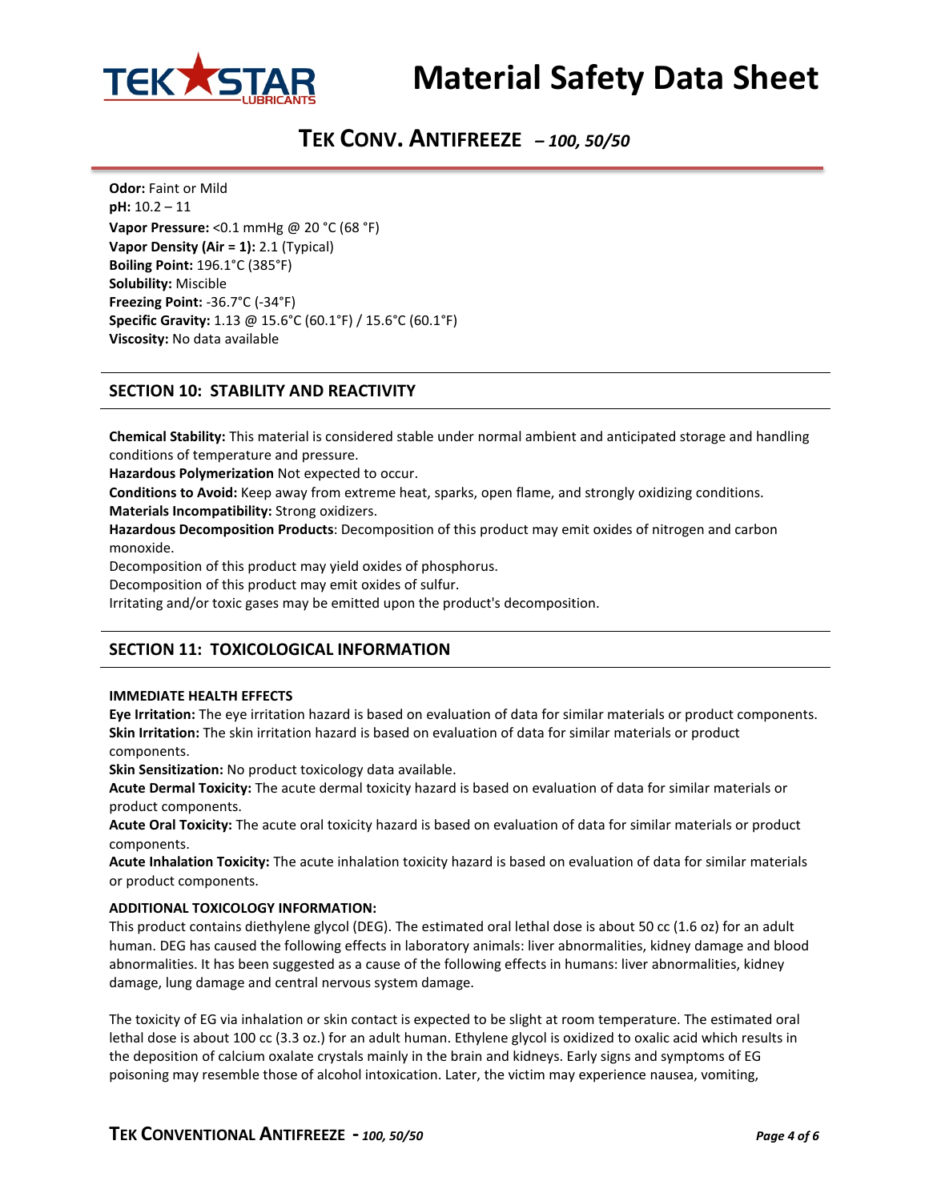**Odor:** Faint or Mild
**pH:** 10.2 – 11
**Vapor Pressure:** <0.1 mmHg @ 20 °C (68 °F)
**Vapor Density (Air = 1):** 2.1 (Typical)
**Boiling Point:** 196.1°C (385°F)
**Solubility:** Miscible
**Freezing Point:** -36.7°C (-34°F)
**Specific Gravity:** 1.13 @ 15.6°C (60.1°F) / 15.6°C (60.1°F)
**Viscosity:** No data available

## SECTION 10: STABILITY AND REACTIVITY

**Chemical Stability:** This material is considered stable under normal ambient and anticipated storage and handling conditions of temperature and pressure.
**Hazardous Polymerization** Not expected to occur.
**Conditions to Avoid:** Keep away from extreme heat, sparks, open flame, and strongly oxidizing conditions.
**Materials Incompatibility:** Strong oxidizers.
**Hazardous Decomposition Products**: Decomposition of this product may emit oxides of nitrogen and carbon monoxide.
Decomposition of this product may yield oxides of phosphorus.
Decomposition of this product may emit oxides of sulfur.
Irritating and/or toxic gases may be emitted upon the product's decomposition.

## SECTION 11: TOXICOLOGICAL INFORMATION

**IMMEDIATE HEALTH EFFECTS**

**Eye Irritation:** The eye irritation hazard is based on evaluation of data for similar materials or product components.
**Skin Irritation:** The skin irritation hazard is based on evaluation of data for similar materials or product components.
**Skin Sensitization:** No product toxicology data available.
**Acute Dermal Toxicity:** The acute dermal toxicity hazard is based on evaluation of data for similar materials or product components.
**Acute Oral Toxicity:** The acute oral toxicity hazard is based on evaluation of data for similar materials or product components.
**Acute Inhalation Toxicity:** The acute inhalation toxicity hazard is based on evaluation of data for similar materials or product components.

**ADDITIONAL TOXICOLOGY INFORMATION:**

This product contains diethylene glycol (DEG). The estimated oral lethal dose is about 50 cc (1.6 oz) for an adult human. DEG has caused the following effects in laboratory animals: liver abnormalities, kidney damage and blood abnormalities. It has been suggested as a cause of the following effects in humans: liver abnormalities, kidney damage, lung damage and central nervous system damage.

The toxicity of EG via inhalation or skin contact is expected to be slight at room temperature. The estimated oral lethal dose is about 100 cc (3.3 oz.) for an adult human. Ethylene glycol is oxidized to oxalic acid which results in the deposition of calcium oxalate crystals mainly in the brain and kidneys. Early signs and symptoms of EG poisoning may resemble those of alcohol intoxication. Later, the victim may experience nausea, vomiting,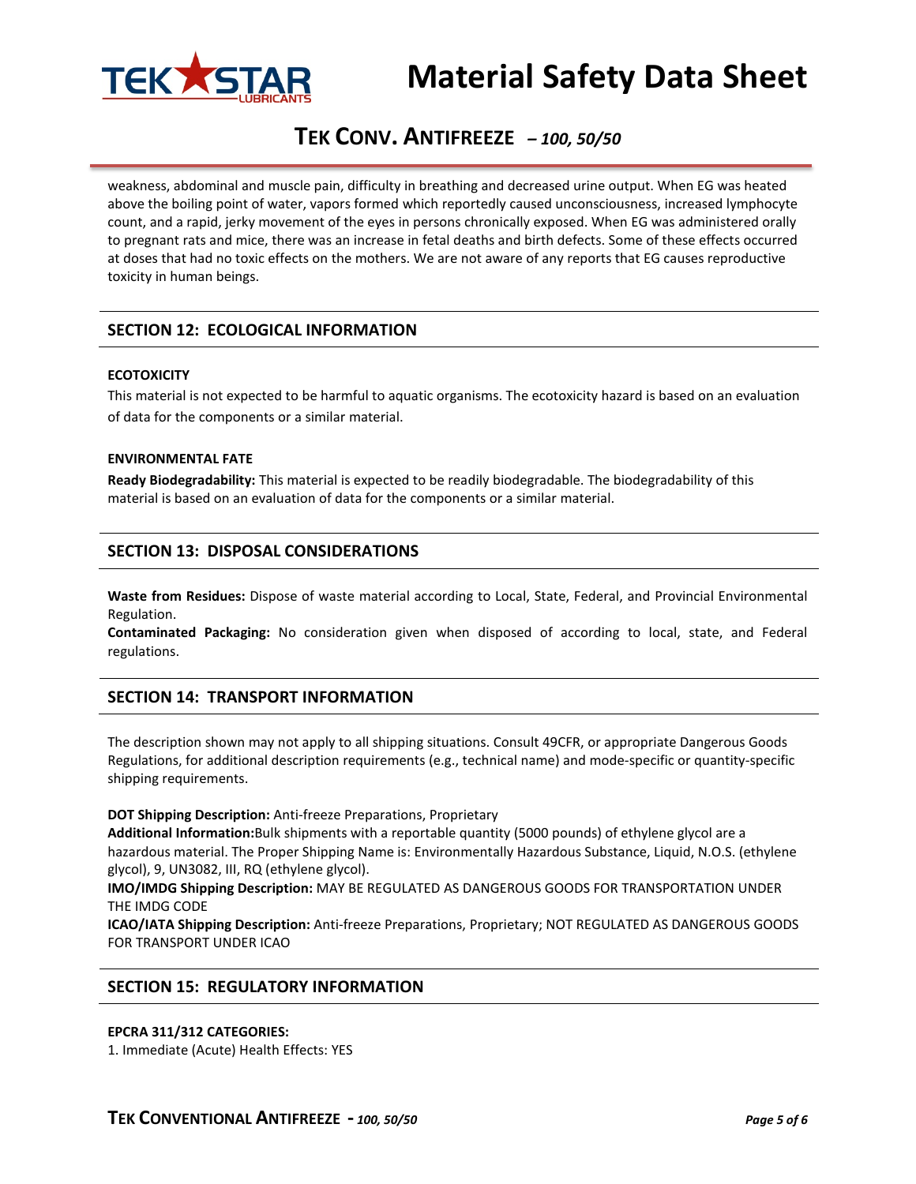weakness, abdominal and muscle pain, difficulty in breathing and decreased urine output. When EG was heated above the boiling point of water, vapors formed which reportedly caused unconsciousness, increased lymphocyte count, and a rapid, jerky movement of the eyes in persons chronically exposed. When EG was administered orally to pregnant rats and mice, there was an increase in fetal deaths and birth defects. Some of these effects occurred at doses that had no toxic effects on the mothers. We are not aware of any reports that EG causes reproductive toxicity in human beings.

## SECTION 12: ECOLOGICAL INFORMATION

**ECOTOXICITY**

This material is not expected to be harmful to aquatic organisms. The ecotoxicity hazard is based on an evaluation of data for the components or a similar material.

**ENVIRONMENTAL FATE**

**Ready Biodegradability:** This material is expected to be readily biodegradable. The biodegradability of this material is based on an evaluation of data for the components or a similar material.

## SECTION 13: DISPOSAL CONSIDERATIONS

**Waste from Residues:** Dispose of waste material according to Local, State, Federal, and Provincial Environmental Regulation.

**Contaminated Packaging:** No consideration given when disposed of according to local, state, and Federal regulations.

## SECTION 14: TRANSPORT INFORMATION

The description shown may not apply to all shipping situations. Consult 49CFR, or appropriate Dangerous Goods Regulations, for additional description requirements (e.g., technical name) and mode-specific or quantity-specific shipping requirements.

**DOT Shipping Description:** Anti-freeze Preparations, Proprietary

**Additional Information:**Bulk shipments with a reportable quantity (5000 pounds) of ethylene glycol are a hazardous material. The Proper Shipping Name is: Environmentally Hazardous Substance, Liquid, N.O.S. (ethylene glycol), 9, UN3082, III, RQ (ethylene glycol).

**IMO/IMDG Shipping Description:** MAY BE REGULATED AS DANGEROUS GOODS FOR TRANSPORTATION UNDER THE IMDG CODE

**ICAO/IATA Shipping Description:** Anti-freeze Preparations, Proprietary; NOT REGULATED AS DANGEROUS GOODS FOR TRANSPORT UNDER ICAO

## SECTION 15: REGULATORY INFORMATION

**EPCRA 311/312 CATEGORIES:**

1. Immediate (Acute) Health Effects: YES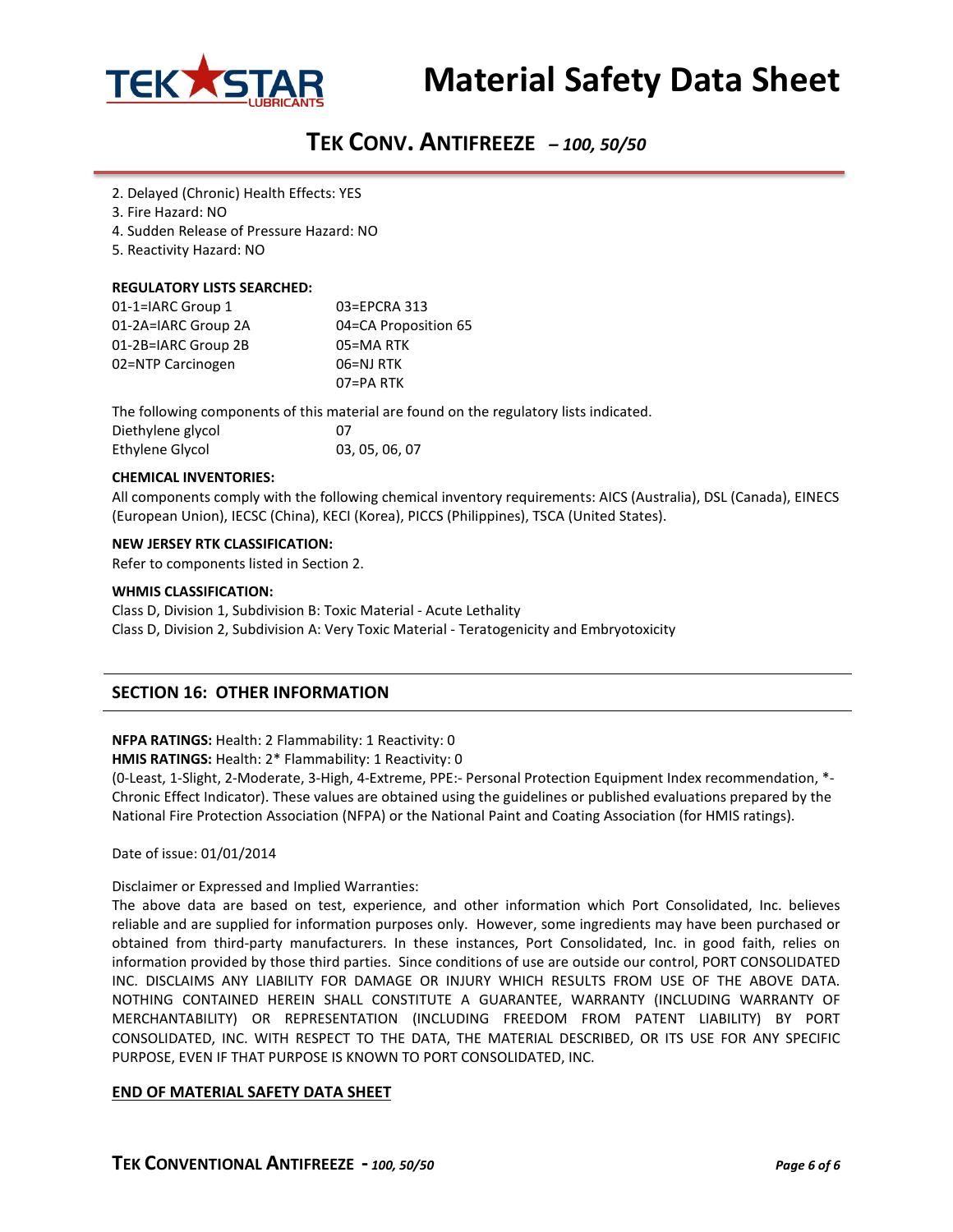2. Delayed (Chronic) Health Effects: YES
3. Fire Hazard: NO
4. Sudden Release of Pressure Hazard: NO
5. Reactivity Hazard: NO

**REGULATORY LISTS SEARCHED:**

| | |
|---|---|
| 01-1=IARC Group 1 | 03=EPCRA 313 |
| 01-2A=IARC Group 2A | 04=CA Proposition 65 |
| 01-2B=IARC Group 2B | 05=MA RTK |
| 02=NTP Carcinogen | 06=NJ RTK |
| | 07=PA RTK |

The following components of this material are found on the regulatory lists indicated.

| | |
|---|---|
| Diethylene glycol | 07 |
| Ethylene Glycol | 03, 05, 06, 07 |

**CHEMICAL INVENTORIES:**

All components comply with the following chemical inventory requirements: AICS (Australia), DSL (Canada), EINECS (European Union), IECSC (China), KECI (Korea), PICCS (Philippines), TSCA (United States).

**NEW JERSEY RTK CLASSIFICATION:**

Refer to components listed in Section 2.

**WHMIS CLASSIFICATION:**

Class D, Division 1, Subdivision B: Toxic Material - Acute Lethality
Class D, Division 2, Subdivision A: Very Toxic Material - Teratogenicity and Embryotoxicity

## SECTION 16: OTHER INFORMATION

**NFPA RATINGS:** Health: 2 Flammability: 1 Reactivity: 0
**HMIS RATINGS:** Health: 2* Flammability: 1 Reactivity: 0
(0-Least, 1-Slight, 2-Moderate, 3-High, 4-Extreme, PPE:- Personal Protection Equipment Index recommendation, *-Chronic Effect Indicator). These values are obtained using the guidelines or published evaluations prepared by the National Fire Protection Association (NFPA) or the National Paint and Coating Association (for HMIS ratings).

Date of issue: 01/01/2014

Disclaimer or Expressed and Implied Warranties:
The above data are based on test, experience, and other information which Port Consolidated, Inc. believes reliable and are supplied for information purposes only. However, some ingredients may have been purchased or obtained from third-party manufacturers. In these instances, Port Consolidated, Inc. in good faith, relies on information provided by those third parties. Since conditions of use are outside our control, PORT CONSOLIDATED INC. DISCLAIMS ANY LIABILITY FOR DAMAGE OR INJURY WHICH RESULTS FROM USE OF THE ABOVE DATA. NOTHING CONTAINED HEREIN SHALL CONSTITUTE A GUARANTEE, WARRANTY (INCLUDING WARRANTY OF MERCHANTABILITY) OR REPRESENTATION (INCLUDING FREEDOM FROM PATENT LIABILITY) BY PORT CONSOLIDATED, INC. WITH RESPECT TO THE DATA, THE MATERIAL DESCRIBED, OR ITS USE FOR ANY SPECIFIC PURPOSE, EVEN IF THAT PURPOSE IS KNOWN TO PORT CONSOLIDATED, INC.

**END OF MATERIAL SAFETY DATA SHEET**